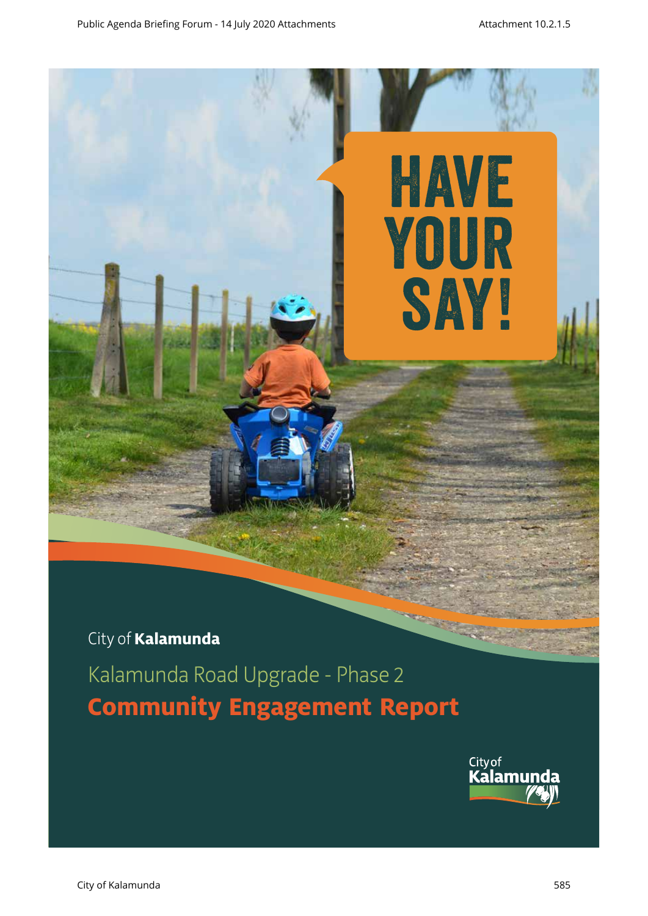HAVE YOUR SAY!

City of **Kalamunda**

Kalamunda Road Upgrade - Phase 2

# Community Engagement Report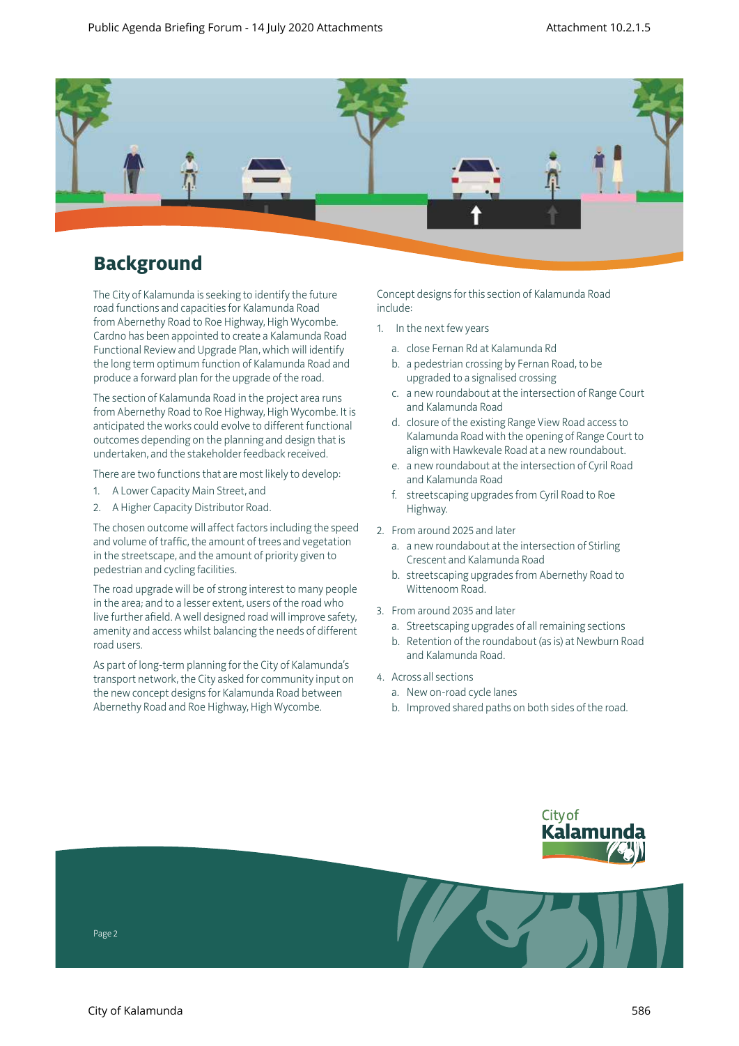## Background

The City of Kalamunda is seeking to identify the future road functions and capacities for Kalamunda Road from Abernethy Road to Roe Highway, High Wycombe. Cardno has been appointed to create a Kalamunda Road Functional Review and Upgrade Plan, which will identify the long term optimum function of Kalamunda Road and produce a forward plan for the upgrade of the road.

The section of Kalamunda Road in the project area runs from Abernethy Road to Roe Highway, High Wycombe. It is anticipated the works could evolve to different functional outcomes depending on the planning and design that is undertaken, and the stakeholder feedback received.

There are two functions that are most likely to develop:

1. A Lower Capacity Main Street, and
2. A Higher Capacity Distributor Road.

The chosen outcome will affect factors including the speed and volume of traffic, the amount of trees and vegetation in the streetscape, and the amount of priority given to pedestrian and cycling facilities.

The road upgrade will be of strong interest to many people in the area; and to a lesser extent, users of the road who live further afield. A well designed road will improve safety, amenity and access whilst balancing the needs of different road users.

As part of long-term planning for the City of Kalamunda's transport network, the City asked for community input on the new concept designs for Kalamunda Road between Abernethy Road and Roe Highway, High Wycombe.

Concept designs for this section of Kalamunda Road include:

1. In the next few years
   a. close Fernan Rd at Kalamunda Rd
   b. a pedestrian crossing by Fernan Road, to be upgraded to a signalised crossing
   c. a new roundabout at the intersection of Range Court and Kalamunda Road
   d. closure of the existing Range View Road access to Kalamunda Road with the opening of Range Court to align with Hawkevale Road at a new roundabout.
   e. a new roundabout at the intersection of Cyril Road and Kalamunda Road
   f. streetscaping upgrades from Cyril Road to Roe Highway.
2. From around 2025 and later
   a. a new roundabout at the intersection of Stirling Crescent and Kalamunda Road
   b. streetscaping upgrades from Abernethy Road to Wittenoom Road.
3. From around 2035 and later
   a. Streetscaping upgrades of all remaining sections
   b. Retention of the roundabout (as is) at Newburn Road and Kalamunda Road.
4. Across all sections
   a. New on-road cycle lanes
   b. Improved shared paths on both sides of the road.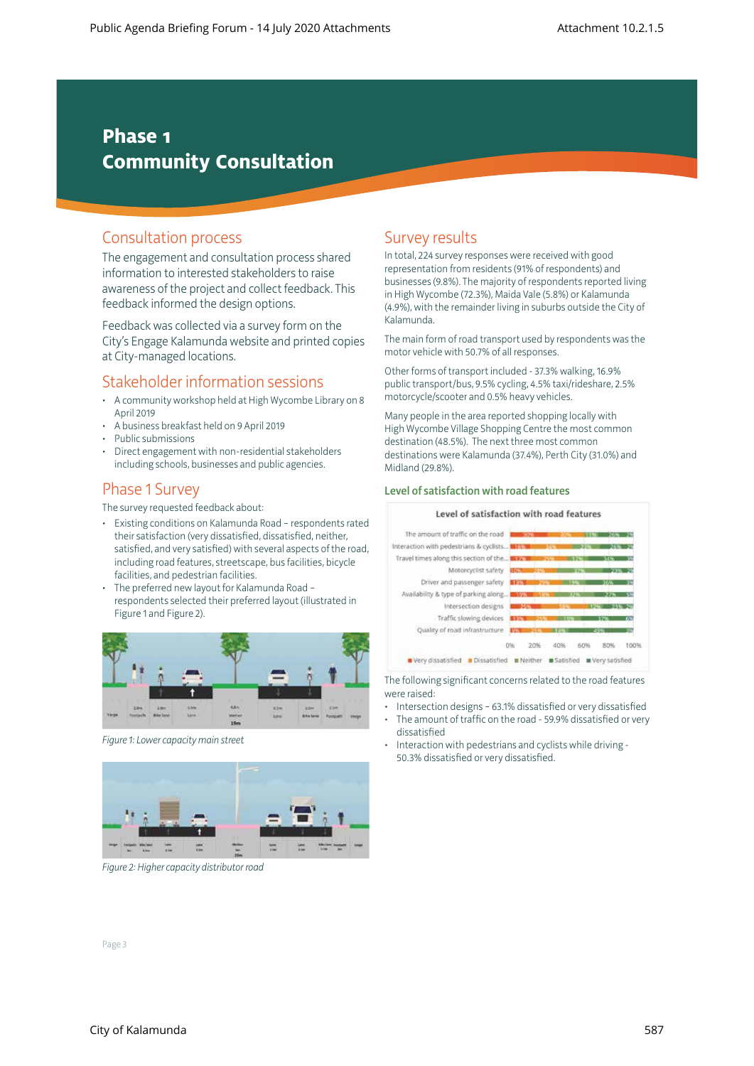# Phase 1 Community Consultation

## Consultation process

The engagement and consultation process shared information to interested stakeholders to raise awareness of the project and collect feedback. This feedback informed the design options.

Feedback was collected via a survey form on the City's Engage Kalamunda website and printed copies at City-managed locations.

## Stakeholder information sessions

- A community workshop held at High Wycombe Library on 8 April 2019
- A business breakfast held on 9 April 2019
- Public submissions
- Direct engagement with non-residential stakeholders including schools, businesses and public agencies.

## Phase 1 Survey

The survey requested feedback about:

- Existing conditions on Kalamunda Road – respondents rated their satisfaction (very dissatisfied, dissatisfied, neither, satisfied, and very satisfied) with several aspects of the road, including road features, streetscape, bus facilities, bicycle facilities, and pedestrian facilities.
- The preferred new layout for Kalamunda Road – respondents selected their preferred layout (illustrated in Figure 1 and Figure 2).

*Figure 1: Lower capacity main street*

*Figure 2: Higher capacity distributor road*

## Survey results

In total, 224 survey responses were received with good representation from residents (91% of respondents) and businesses (9.8%). The majority of respondents reported living in High Wycombe (72.3%), Maida Vale (5.8%) or Kalamunda (4.9%), with the remainder living in suburbs outside the City of Kalamunda.

The main form of road transport used by respondents was the motor vehicle with 50.7% of all responses.

Other forms of transport included - 37.3% walking, 16.9% public transport/bus, 9.5% cycling, 4.5% taxi/rideshare, 2.5% motorcycle/scooter and 0.5% heavy vehicles.

Many people in the area reported shopping locally with High Wycombe Village Shopping Centre the most common destination (48.5%). The next three most common destinations were Kalamunda (37.4%), Perth City (31.0%) and Midland (29.8%).

### Level of satisfaction with road features

The following significant concerns related to the road features were raised:

- Intersection designs – 63.1% dissatisfied or very dissatisfied
- The amount of traffic on the road - 59.9% dissatisfied or very dissatisfied
- Interaction with pedestrians and cyclists while driving - 50.3% dissatisfied or very dissatisfied.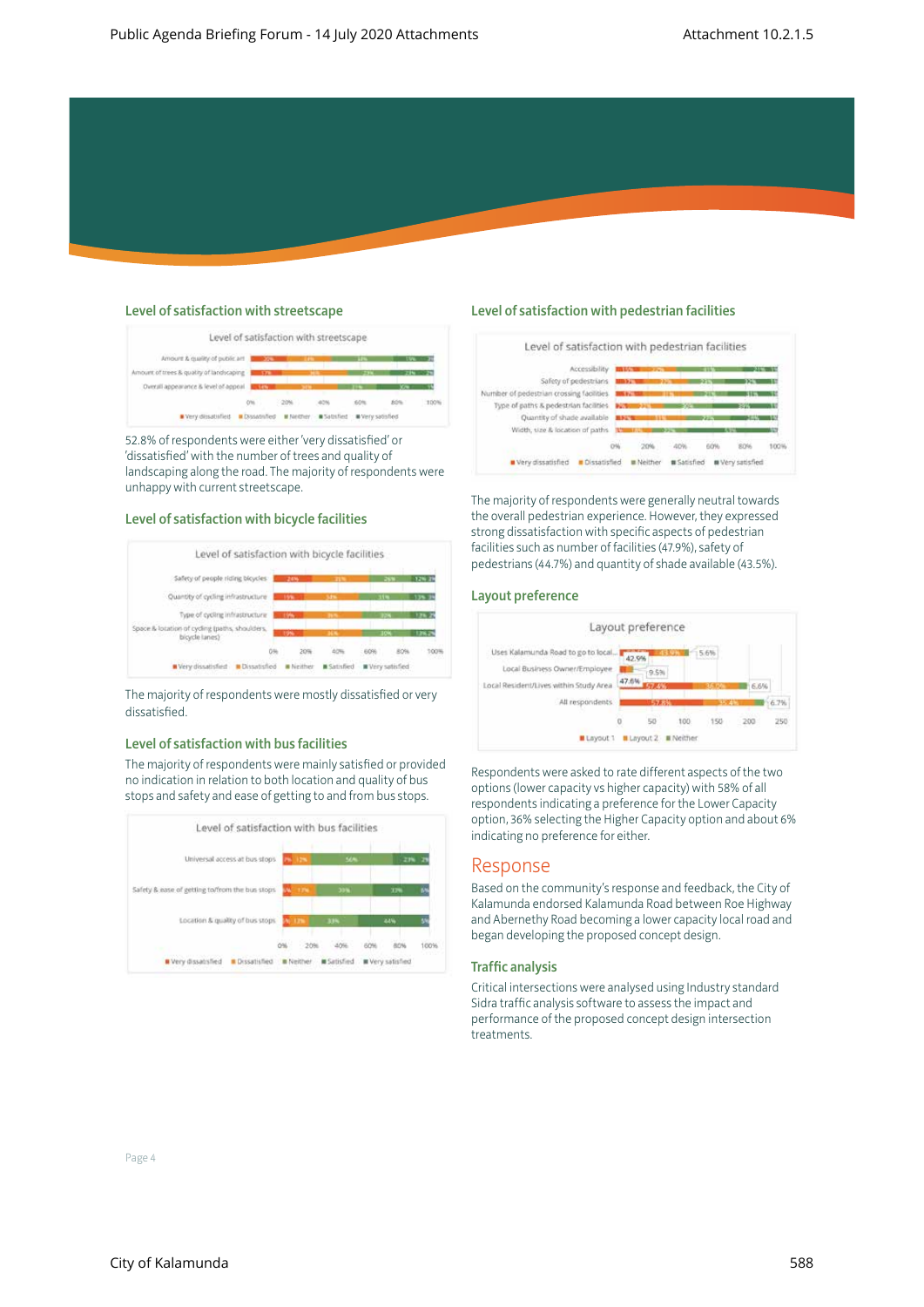## Level of satisfaction with streetscape

52.8% of respondents were either 'very dissatisfied' or 'dissatisfied' with the number of trees and quality of landscaping along the road. The majority of respondents were unhappy with current streetscape.

## Level of satisfaction with bicycle facilities

The majority of respondents were mostly dissatisfied or very dissatisfied.

## Level of satisfaction with bus facilities

The majority of respondents were mainly satisfied or provided no indication in relation to both location and quality of bus stops and safety and ease of getting to and from bus stops.

## Level of satisfaction with pedestrian facilities

The majority of respondents were generally neutral towards the overall pedestrian experience. However, they expressed strong dissatisfaction with specific aspects of pedestrian facilities such as number of facilities (47.9%), safety of pedestrians (44.7%) and quantity of shade available (43.5%).

## Layout preference

Respondents were asked to rate different aspects of the two options (lower capacity vs higher capacity) with 58% of all respondents indicating a preference for the Lower Capacity option, 36% selecting the Higher Capacity option and about 6% indicating no preference for either.

# Response

Based on the community's response and feedback, the City of Kalamunda endorsed Kalamunda Road between Roe Highway and Abernethy Road becoming a lower capacity local road and began developing the proposed concept design.

## Traffic analysis

Critical intersections were analysed using Industry standard Sidra traffic analysis software to assess the impact and performance of the proposed concept design intersection treatments.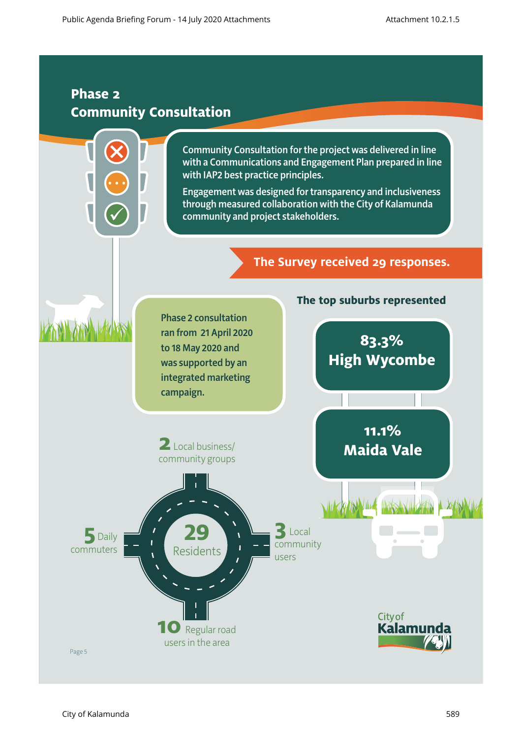## Phase 2
## Community Consultation

Community Consultation for the project was delivered in line with a Communications and Engagement Plan prepared in line with IAP2 best practice principles.

Engagement was designed for transparency and inclusiveness through measured collaboration with the City of Kalamunda community and project stakeholders.

**The Survey received 29 responses.**

Phase 2 consultation ran from 21 April 2020 to 18 May 2020 and was supported by an integrated marketing campaign.

### The top suburbs represented

**83.3%**
**High Wycombe**

**11.1%**
**Maida Vale**

**29** Residents

**2** Local business/ community groups

**5** Daily commuters

**3** Local community users

**10** Regular road users in the area

City of Kalamunda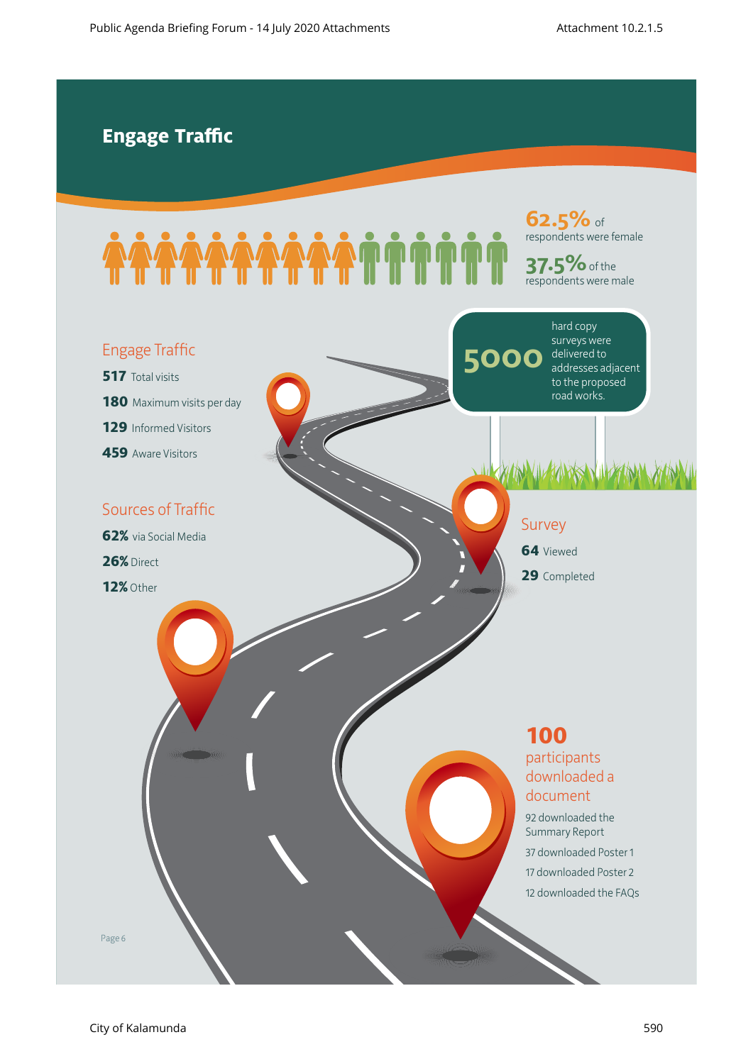# Engage Traffic

**62.5%** of respondents were female

**37.5%** of the respondents were male

**5000** hard copy surveys were delivered to addresses adjacent to the proposed road works.

## Engage Traffic

**517** Total visits

**180** Maximum visits per day

**129** Informed Visitors

**459** Aware Visitors

## Sources of Traffic

**62%** via Social Media

**26%** Direct

**12%** Other

## Survey

**64** Viewed

**29** Completed

## 100 participants downloaded a document

92 downloaded the Summary Report

37 downloaded Poster 1

17 downloaded Poster 2

12 downloaded the FAQs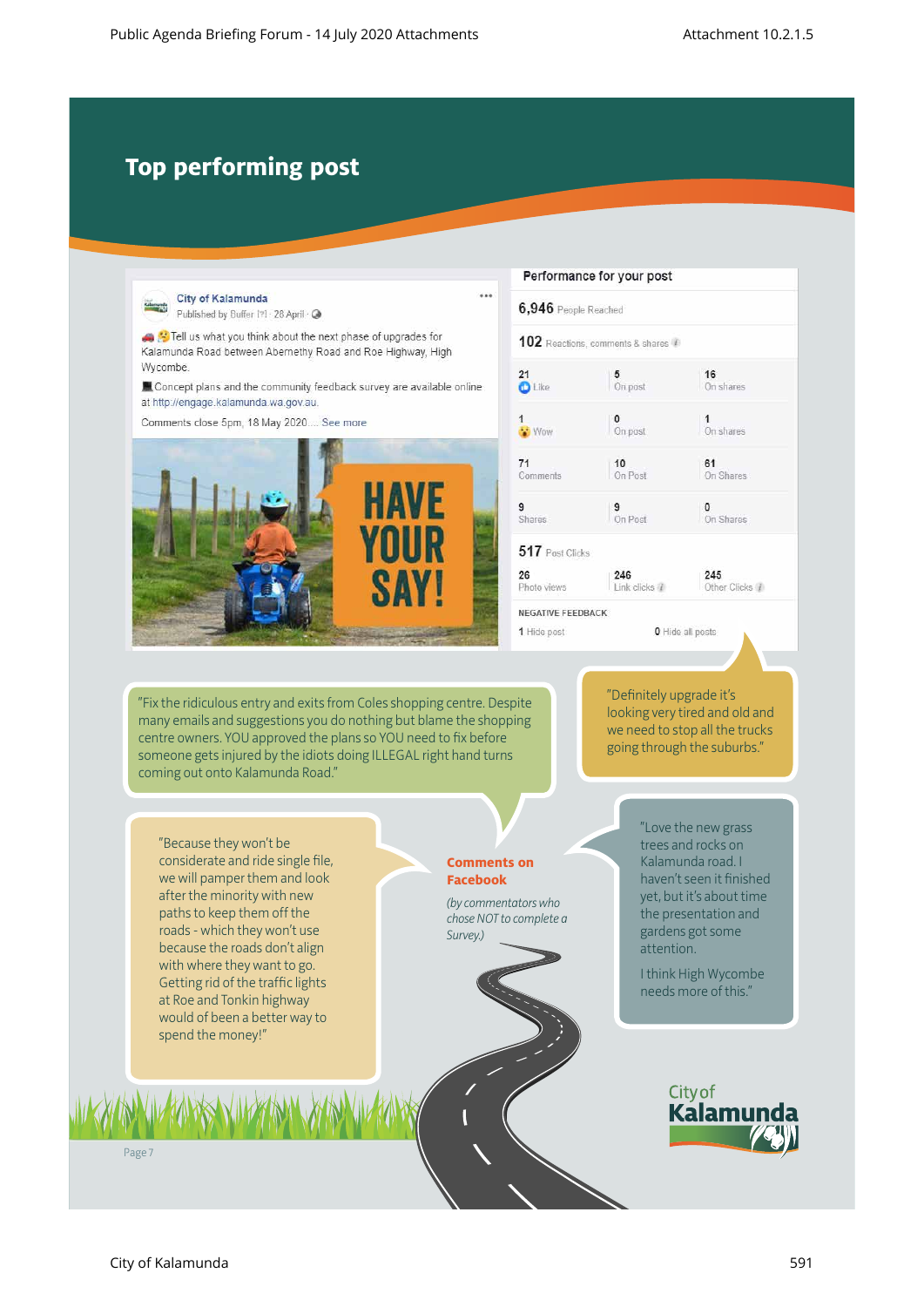# Top performing post

City of Kalamunda
Published by Buffer [?] · 28 April ·

🚗 😲 Tell us what you think about the next phase of upgrades for Kalamunda Road between Abernethy Road and Roe Highway, High Wycombe.

💻 Concept plans and the community feedback survey are available online at http://engage.kalamunda.wa.gov.au.

Comments close 5pm, 18 May 2020.... See more

HAVE YOUR SAY!

**Performance for your post**

6,946 People Reached

102 Reactions, comments & shares

| | | |
|---|---|---|
| 21 Like | 5 On post | 16 On shares |
| 1 Wow | 0 On post | 1 On shares |
| 71 Comments | 10 On Post | 61 On Shares |
| 9 Shares | 9 On Post | 0 On Shares |

517 Post Clicks

| | | |
|---|---|---|
| 26 Photo views | 246 Link clicks | 245 Other Clicks |

NEGATIVE FEEDBACK

1 Hide post — 0 Hide all posts

"Fix the ridiculous entry and exits from Coles shopping centre. Despite many emails and suggestions you do nothing but blame the shopping centre owners. YOU approved the plans so YOU need to fix before someone gets injured by the idiots doing ILLEGAL right hand turns coming out onto Kalamunda Road."

"Definitely upgrade it's looking very tired and old and we need to stop all the trucks going through the suburbs."

"Because they won't be considerate and ride single file, we will pamper them and look after the minority with new paths to keep them off the roads - which they won't use because the roads don't align with where they want to go. Getting rid of the traffic lights at Roe and Tonkin highway would of been a better way to spend the money!"

**Comments on Facebook**

*(by commentators who chose NOT to complete a Survey.)*

"Love the new grass trees and rocks on Kalamunda road. I haven't seen it finished yet, but it's about time the presentation and gardens got some attention.

I think High Wycombe needs more of this."

City of Kalamunda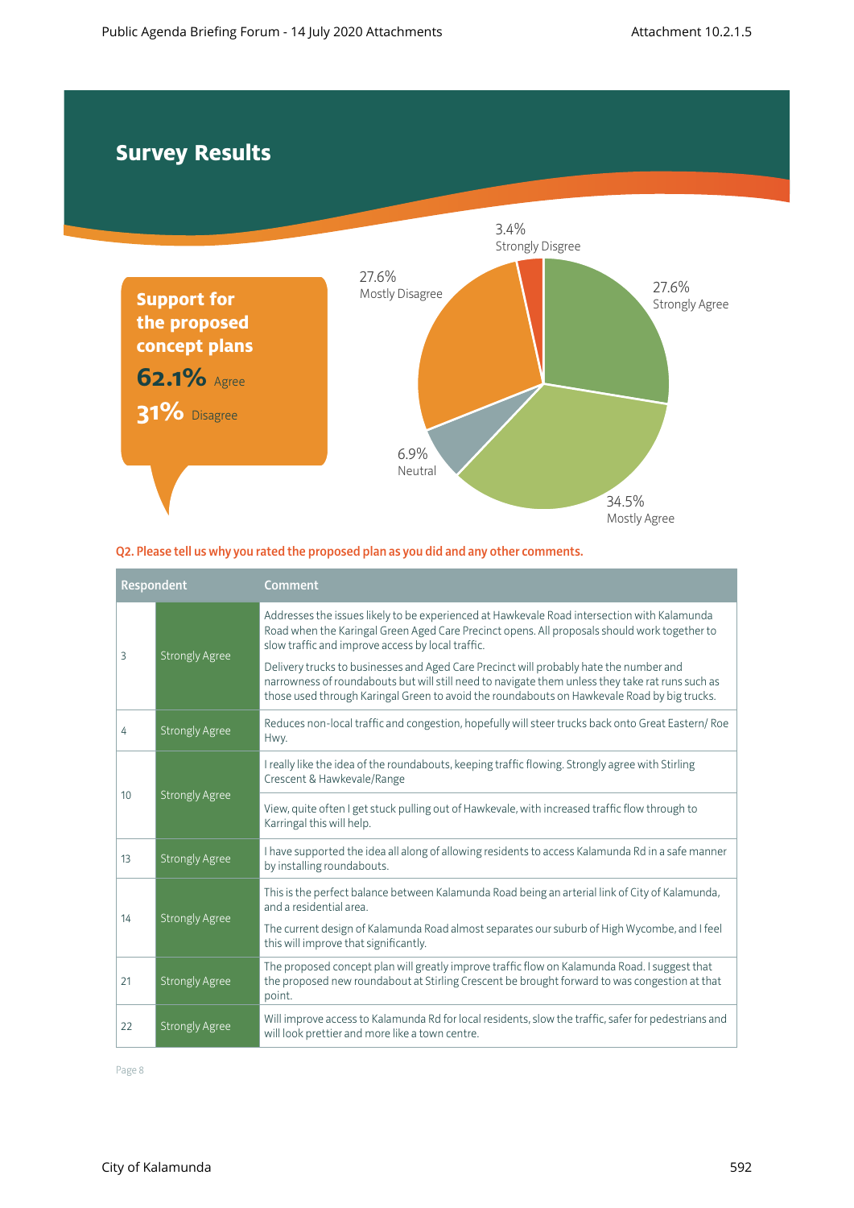# Survey Results

**Support for the proposed concept plans**

**62.1%** Agree

**31%** Disagree

3.4% Strongly Disgree

27.6% Mostly Disagree

27.6% Strongly Agree

6.9% Neutral

34.5% Mostly Agree

**Q2. Please tell us why you rated the proposed plan as you did and any other comments.**

| Respondent | | Comment |
|---|---|---|
| 3 | Strongly Agree | Addresses the issues likely to be experienced at Hawkevale Road intersection with Kalamunda Road when the Karingal Green Aged Care Precinct opens. All proposals should work together to slow traffic and improve access by local traffic.<br><br>Delivery trucks to businesses and Aged Care Precinct will probably hate the number and narrowness of roundabouts but will still need to navigate them unless they take rat runs such as those used through Karingal Green to avoid the roundabouts on Hawkevale Road by big trucks. |
| 4 | Strongly Agree | Reduces non-local traffic and congestion, hopefully will steer trucks back onto Great Eastern/ Roe Hwy. |
| 10 | Strongly Agree | I really like the idea of the roundabouts, keeping traffic flowing. Strongly agree with Stirling Crescent & Hawkevale/Range |
| | | View, quite often I get stuck pulling out of Hawkevale, with increased traffic flow through to Karringal this will help. |
| 13 | Strongly Agree | I have supported the idea all along of allowing residents to access Kalamunda Rd in a safe manner by installing roundabouts. |
| 14 | Strongly Agree | This is the perfect balance between Kalamunda Road being an arterial link of City of Kalamunda, and a residential area.<br><br>The current design of Kalamunda Road almost separates our suburb of High Wycombe, and I feel this will improve that significantly. |
| 21 | Strongly Agree | The proposed concept plan will greatly improve traffic flow on Kalamunda Road. I suggest that the proposed new roundabout at Stirling Crescent be brought forward to was congestion at that point. |
| 22 | Strongly Agree | Will improve access to Kalamunda Rd for local residents, slow the traffic, safer for pedestrians and will look prettier and more like a town centre. |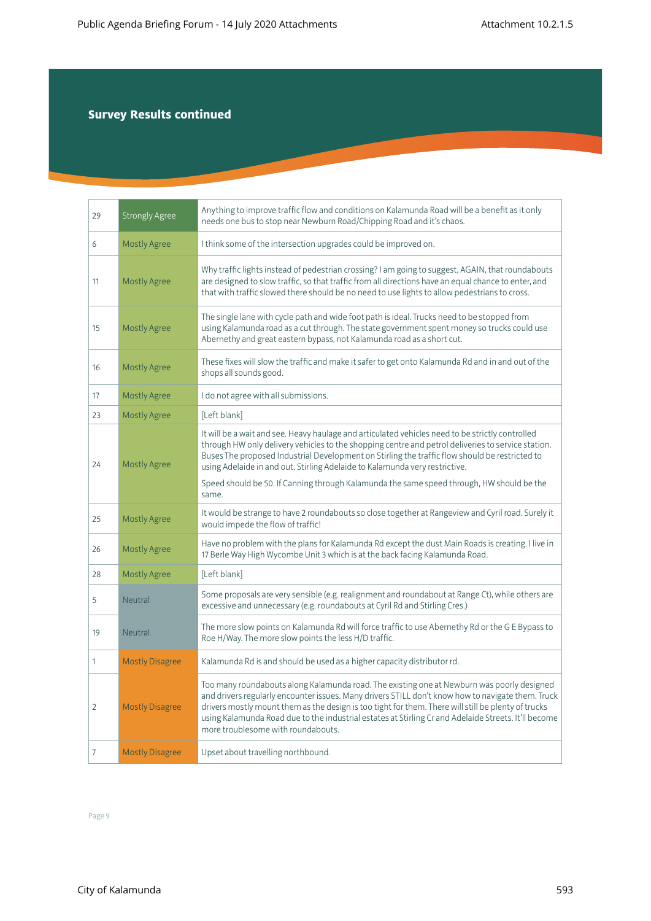## Survey Results continued

| | | |
|---|---|---|
| 29 | Strongly Agree | Anything to improve traffic flow and conditions on Kalamunda Road will be a benefit as it only needs one bus to stop near Newburn Road/Chipping Road and it's chaos. |
| 6 | Mostly Agree | I think some of the intersection upgrades could be improved on. |
| 11 | Mostly Agree | Why traffic lights instead of pedestrian crossing? I am going to suggest, AGAIN, that roundabouts are designed to slow traffic, so that traffic from all directions have an equal chance to enter, and that with traffic slowed there should be no need to use lights to allow pedestrians to cross. |
| 15 | Mostly Agree | The single lane with cycle path and wide foot path is ideal. Trucks need to be stopped from using Kalamunda road as a cut through. The state government spent money so trucks could use Abernethy and great eastern bypass, not Kalamunda road as a short cut. |
| 16 | Mostly Agree | These fixes will slow the traffic and make it safer to get onto Kalamunda Rd and in and out of the shops all sounds good. |
| 17 | Mostly Agree | I do not agree with all submissions. |
| 23 | Mostly Agree | [Left blank] |
| 24 | Mostly Agree | It will be a wait and see. Heavy haulage and articulated vehicles need to be strictly controlled through HW only delivery vehicles to the shopping centre and petrol deliveries to service station. Buses The proposed Industrial Development on Stirling the traffic flow should be restricted to using Adelaide in and out. Stirling Adelaide to Kalamunda very restrictive.<br><br>Speed should be 50. If Canning through Kalamunda the same speed through, HW should be the same. |
| 25 | Mostly Agree | It would be strange to have 2 roundabouts so close together at Rangeview and Cyril road. Surely it would impede the flow of traffic! |
| 26 | Mostly Agree | Have no problem with the plans for Kalamunda Rd except the dust Main Roads is creating. I live in 17 Berle Way High Wycombe Unit 3 which is at the back facing Kalamunda Road. |
| 28 | Mostly Agree | [Left blank] |
| 5 | Neutral | Some proposals are very sensible (e.g. realignment and roundabout at Range Ct), while others are excessive and unnecessary (e.g. roundabouts at Cyril Rd and Stirling Cres.) |
| 19 | Neutral | The more slow points on Kalamunda Rd will force traffic to use Abernethy Rd or the G E Bypass to Roe H/Way. The more slow points the less H/D traffic. |
| 1 | Mostly Disagree | Kalamunda Rd is and should be used as a higher capacity distributor rd. |
| 2 | Mostly Disagree | Too many roundabouts along Kalamunda road. The existing one at Newburn was poorly designed and drivers regularly encounter issues. Many drivers STILL don't know how to navigate them. Truck drivers mostly mount them as the design is too tight for them. There will still be plenty of trucks using Kalamunda Road due to the industrial estates at Stirling Cr and Adelaide Streets. It'll become more troublesome with roundabouts. |
| 7 | Mostly Disagree | Upset about travelling northbound. |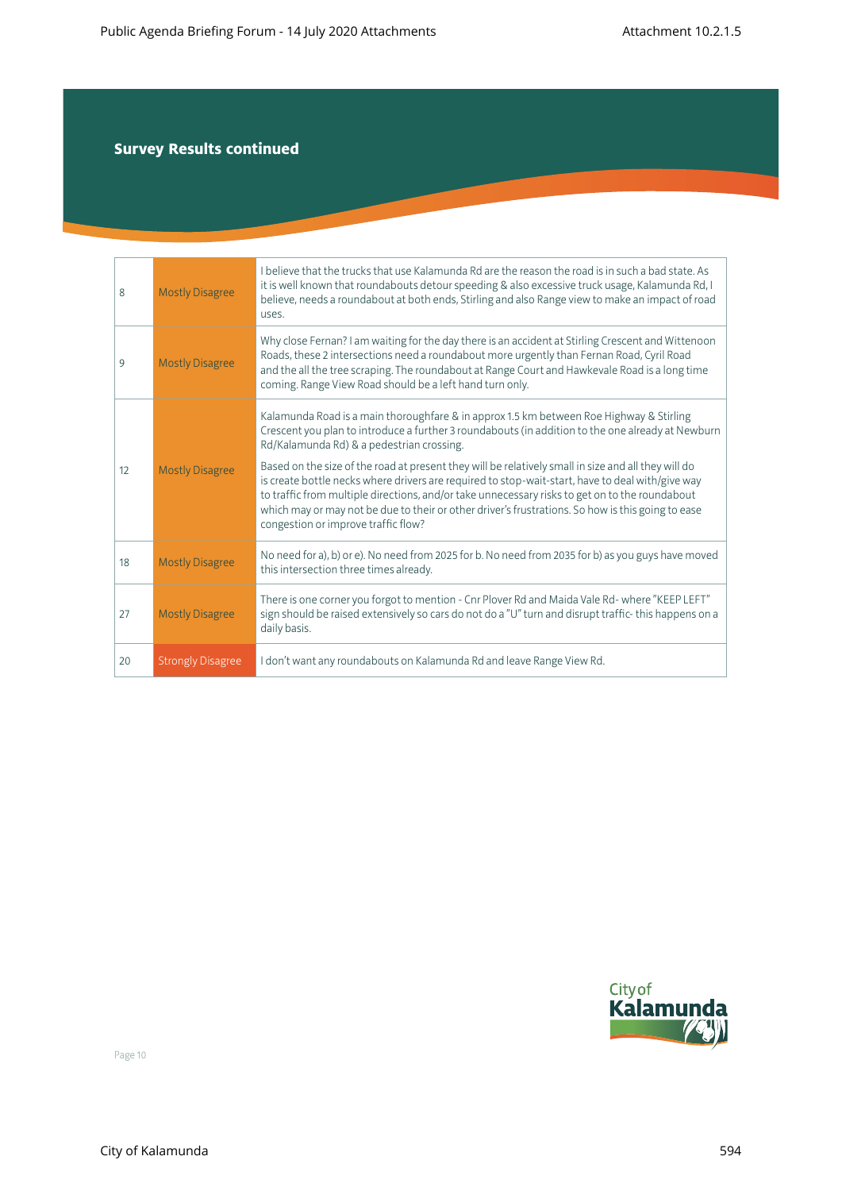## Survey Results continued

| | | |
|---|---|---|
| 8 | Mostly Disagree | I believe that the trucks that use Kalamunda Rd are the reason the road is in such a bad state. As it is well known that roundabouts detour speeding & also excessive truck usage, Kalamunda Rd, I believe, needs a roundabout at both ends, Stirling and also Range view to make an impact of road uses. |
| 9 | Mostly Disagree | Why close Fernan? I am waiting for the day there is an accident at Stirling Crescent and Wittenoon Roads, these 2 intersections need a roundabout more urgently than Fernan Road, Cyril Road and the all the tree scraping. The roundabout at Range Court and Hawkevale Road is a long time coming. Range View Road should be a left hand turn only. |
| 12 | Mostly Disagree | Kalamunda Road is a main thoroughfare & in approx 1.5 km between Roe Highway & Stirling Crescent you plan to introduce a further 3 roundabouts (in addition to the one already at Newburn Rd/Kalamunda Rd) & a pedestrian crossing.<br><br>Based on the size of the road at present they will be relatively small in size and all they will do is create bottle necks where drivers are required to stop-wait-start, have to deal with/give way to traffic from multiple directions, and/or take unnecessary risks to get on to the roundabout which may or may not be due to their or other driver's frustrations. So how is this going to ease congestion or improve traffic flow? |
| 18 | Mostly Disagree | No need for a), b) or e). No need from 2025 for b. No need from 2035 for b) as you guys have moved this intersection three times already. |
| 27 | Mostly Disagree | There is one corner you forgot to mention - Cnr Plover Rd and Maida Vale Rd- where "KEEP LEFT" sign should be raised extensively so cars do not do a "U" turn and disrupt traffic- this happens on a daily basis. |
| 20 | Strongly Disagree | I don't want any roundabouts on Kalamunda Rd and leave Range View Rd. |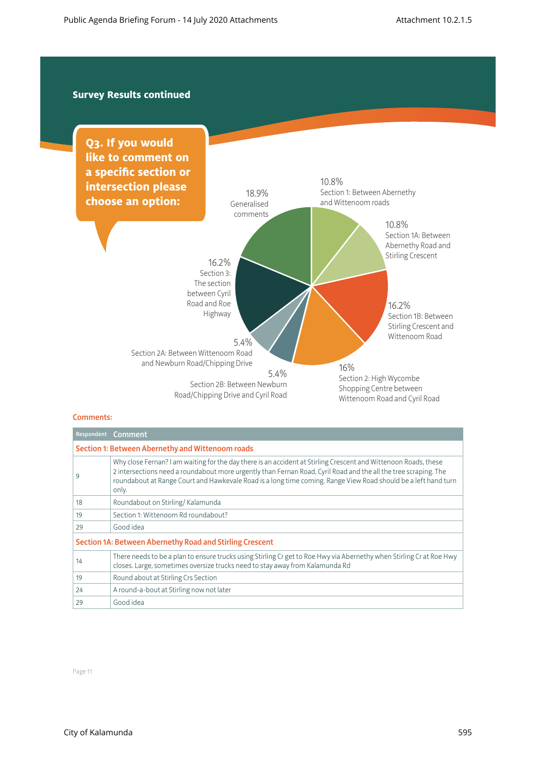## Survey Results continued

### Q3. If you would like to comment on a specific section or intersection please choose an option:

- 10.8% Section 1: Between Abernethy and Wittenoom roads
- 10.8% Section 1A: Between Abernethy Road and Stirling Crescent
- 16.2% Section 1B: Between Stirling Crescent and Wittenoom Road
- 16% Section 2: High Wycombe Shopping Centre between Wittenoom Road and Cyril Road
- 5.4% Section 2A: Between Wittenoom Road and Newburn Road/Chipping Drive
- 5.4% Section 2B: Between Newburn Road/Chipping Drive and Cyril Road
- 16.2% Section 3: The section between Cyril Road and Roe Highway
- 18.9% Generalised comments

**Comments:**

| Respondent | Comment |
|---|---|
| **Section 1: Between Abernethy and Wittenoom roads** | |
| 9 | Why close Fernan? I am waiting for the day there is an accident at Stirling Crescent and Wittenoon Roads, these 2 intersections need a roundabout more urgently than Fernan Road, Cyril Road and the all the tree scraping. The roundabout at Range Court and Hawkevale Road is a long time coming. Range View Road should be a left hand turn only. |
| 18 | Roundabout on Stirling/ Kalamunda |
| 19 | Section 1: Wittenoom Rd roundabout? |
| 29 | Good idea |
| **Section 1A: Between Abernethy Road and Stirling Crescent** | |
| 14 | There needs to be a plan to ensure trucks using Stirling Cr get to Roe Hwy via Abernethy when Stirling Cr at Roe Hwy closes. Large, sometimes oversize trucks need to stay away from Kalamunda Rd |
| 19 | Round about at Stirling Crs Section |
| 24 | A round-a-bout at Stirling now not later |
| 29 | Good idea |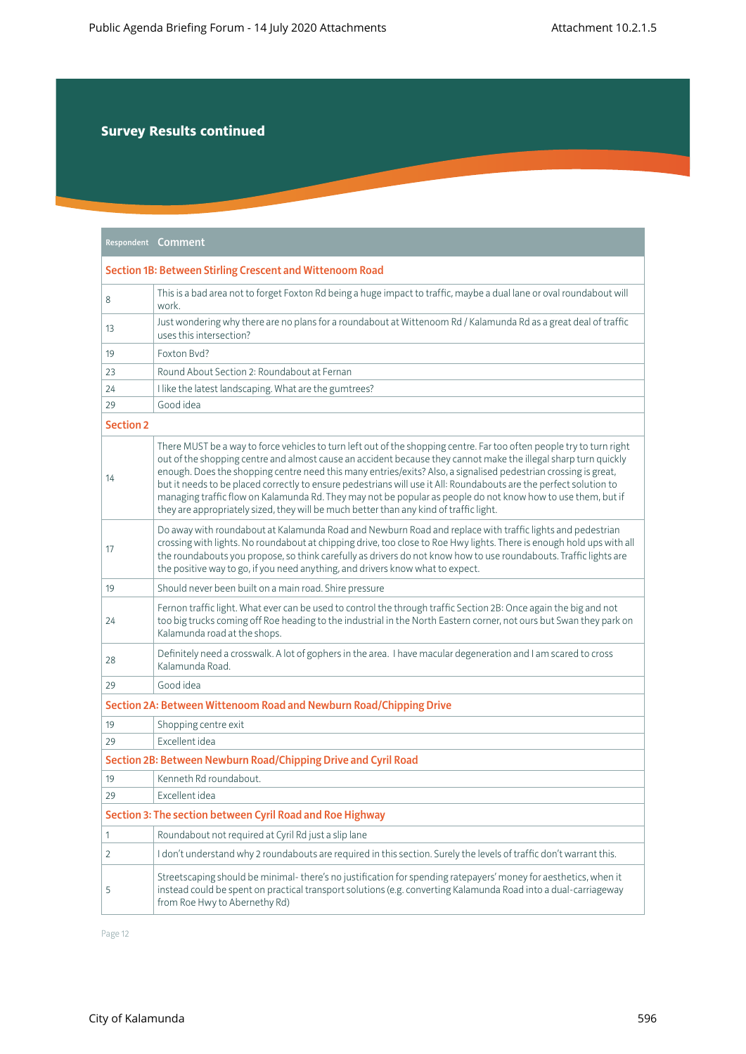## Survey Results continued

| Respondent | Comment |
|---|---|
| **Section 1B: Between Stirling Crescent and Wittenoom Road** | |
| 8 | This is a bad area not to forget Foxton Rd being a huge impact to traffic, maybe a dual lane or oval roundabout will work. |
| 13 | Just wondering why there are no plans for a roundabout at Wittenoom Rd / Kalamunda Rd as a great deal of traffic uses this intersection? |
| 19 | Foxton Bvd? |
| 23 | Round About Section 2: Roundabout at Fernan |
| 24 | I like the latest landscaping. What are the gumtrees? |
| 29 | Good idea |
| **Section 2** | |
| 14 | There MUST be a way to force vehicles to turn left out of the shopping centre. Far too often people try to turn right out of the shopping centre and almost cause an accident because they cannot make the illegal sharp turn quickly enough. Does the shopping centre need this many entries/exits? Also, a signalised pedestrian crossing is great, but it needs to be placed correctly to ensure pedestrians will use it All: Roundabouts are the perfect solution to managing traffic flow on Kalamunda Rd. They may not be popular as people do not know how to use them, but if they are appropriately sized, they will be much better than any kind of traffic light. |
| 17 | Do away with roundabout at Kalamunda Road and Newburn Road and replace with traffic lights and pedestrian crossing with lights. No roundabout at chipping drive, too close to Roe Hwy lights. There is enough hold ups with all the roundabouts you propose, so think carefully as drivers do not know how to use roundabouts. Traffic lights are the positive way to go, if you need anything, and drivers know what to expect. |
| 19 | Should never been built on a main road. Shire pressure |
| 24 | Fernon traffic light. What ever can be used to control the through traffic Section 2B: Once again the big and not too big trucks coming off Roe heading to the industrial in the North Eastern corner, not ours but Swan they park on Kalamunda road at the shops. |
| 28 | Definitely need a crosswalk. A lot of gophers in the area. I have macular degeneration and I am scared to cross Kalamunda Road. |
| 29 | Good idea |
| **Section 2A: Between Wittenoom Road and Newburn Road/Chipping Drive** | |
| 19 | Shopping centre exit |
| 29 | Excellent idea |
| **Section 2B: Between Newburn Road/Chipping Drive and Cyril Road** | |
| 19 | Kenneth Rd roundabout. |
| 29 | Excellent idea |
| **Section 3: The section between Cyril Road and Roe Highway** | |
| 1 | Roundabout not required at Cyril Rd just a slip lane |
| 2 | I don't understand why 2 roundabouts are required in this section. Surely the levels of traffic don't warrant this. |
| 5 | Streetscaping should be minimal- there's no justification for spending ratepayers' money for aesthetics, when it instead could be spent on practical transport solutions (e.g. converting Kalamunda Road into a dual-carriageway from Roe Hwy to Abernethy Rd) |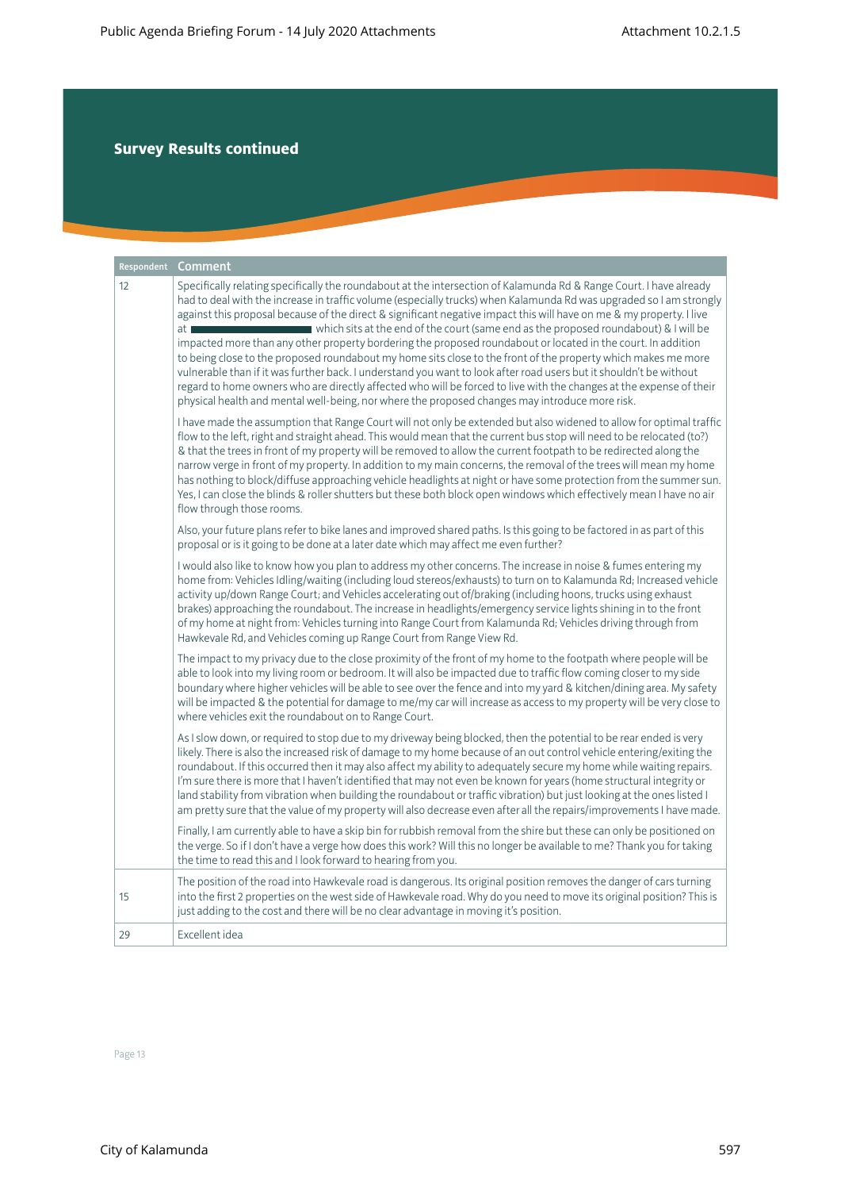## Survey Results continued

| Respondent | Comment |
|---|---|
| 12 | Specifically relating specifically the roundabout at the intersection of Kalamunda Rd & Range Court. I have already had to deal with the increase in traffic volume (especially trucks) when Kalamunda Rd was upgraded so I am strongly against this proposal because of the direct & significant negative impact this will have on me & my property. I live at ██████████ which sits at the end of the court (same end as the proposed roundabout) & I will be impacted more than any other property bordering the proposed roundabout or located in the court. In addition to being close to the proposed roundabout my home sits close to the front of the property which makes me more vulnerable than if it was further back. I understand you want to look after road users but it shouldn't be without regard to home owners who are directly affected who will be forced to live with the changes at the expense of their physical health and mental well-being, nor where the proposed changes may introduce more risk.<br><br>I have made the assumption that Range Court will not only be extended but also widened to allow for optimal traffic flow to the left, right and straight ahead. This would mean that the current bus stop will need to be relocated (to?) & that the trees in front of my property will be removed to allow the current footpath to be redirected along the narrow verge in front of my property. In addition to my main concerns, the removal of the trees will mean my home has nothing to block/diffuse approaching vehicle headlights at night or have some protection from the summer sun. Yes, I can close the blinds & roller shutters but these both block open windows which effectively mean I have no air flow through those rooms.<br><br>Also, your future plans refer to bike lanes and improved shared paths. Is this going to be factored in as part of this proposal or is it going to be done at a later date which may affect me even further?<br><br>I would also like to know how you plan to address my other concerns. The increase in noise & fumes entering my home from: Vehicles Idling/waiting (including loud stereos/exhausts) to turn on to Kalamunda Rd; Increased vehicle activity up/down Range Court; and Vehicles accelerating out of/braking (including hoons, trucks using exhaust brakes) approaching the roundabout. The increase in headlights/emergency service lights shining in to the front of my home at night from: Vehicles turning into Range Court from Kalamunda Rd; Vehicles driving through from Hawkevale Rd, and Vehicles coming up Range Court from Range View Rd.<br><br>The impact to my privacy due to the close proximity of the front of my home to the footpath where people will be able to look into my living room or bedroom. It will also be impacted due to traffic flow coming closer to my side boundary where higher vehicles will be able to see over the fence and into my yard & kitchen/dining area. My safety will be impacted & the potential for damage to me/my car will increase as access to my property will be very close to where vehicles exit the roundabout on to Range Court.<br><br>As I slow down, or required to stop due to my driveway being blocked, then the potential to be rear ended is very likely. There is also the increased risk of damage to my home because of an out control vehicle entering/exiting the roundabout. If this occurred then it may also affect my ability to adequately secure my home while waiting repairs. I'm sure there is more that I haven't identified that may not even be known for years (home structural integrity or land stability from vibration when building the roundabout or traffic vibration) but just looking at the ones listed I am pretty sure that the value of my property will also decrease even after all the repairs/improvements I have made.<br><br>Finally, I am currently able to have a skip bin for rubbish removal from the shire but these can only be positioned on the verge. So if I don't have a verge how does this work? Will this no longer be available to me? Thank you for taking the time to read this and I look forward to hearing from you. |
| 15 | The position of the road into Hawkevale road is dangerous. Its original position removes the danger of cars turning into the first 2 properties on the west side of Hawkevale road. Why do you need to move its original position? This is just adding to the cost and there will be no clear advantage in moving it's position. |
| 29 | Excellent idea |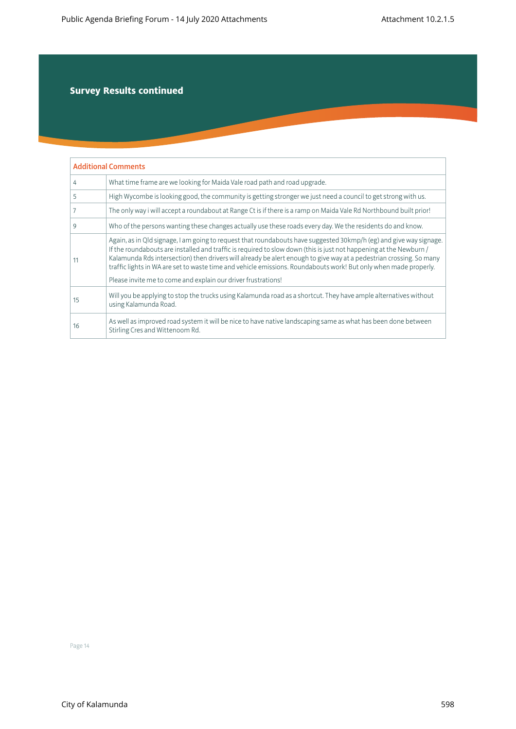## Survey Results continued

| Additional Comments | |
|---|---|
| 4 | What time frame are we looking for Maida Vale road path and road upgrade. |
| 5 | High Wycombe is looking good, the community is getting stronger we just need a council to get strong with us. |
| 7 | The only way i will accept a roundabout at Range Ct is if there is a ramp on Maida Vale Rd Northbound built prior! |
| 9 | Who of the persons wanting these changes actually use these roads every day. We the residents do and know. |
| 11 | Again, as in Qld signage, I am going to request that roundabouts have suggested 30kmp/h (eg) and give way signage. If the roundabouts are installed and traffic is required to slow down (this is just not happening at the Newburn / Kalamunda Rds intersection) then drivers will already be alert enough to give way at a pedestrian crossing. So many traffic lights in WA are set to waste time and vehicle emissions. Roundabouts work! But only when made properly.<br><br>Please invite me to come and explain our driver frustrations! |
| 15 | Will you be applying to stop the trucks using Kalamunda road as a shortcut. They have ample alternatives without using Kalamunda Road. |
| 16 | As well as improved road system it will be nice to have native landscaping same as what has been done between Stirling Cres and Wittenoom Rd. |